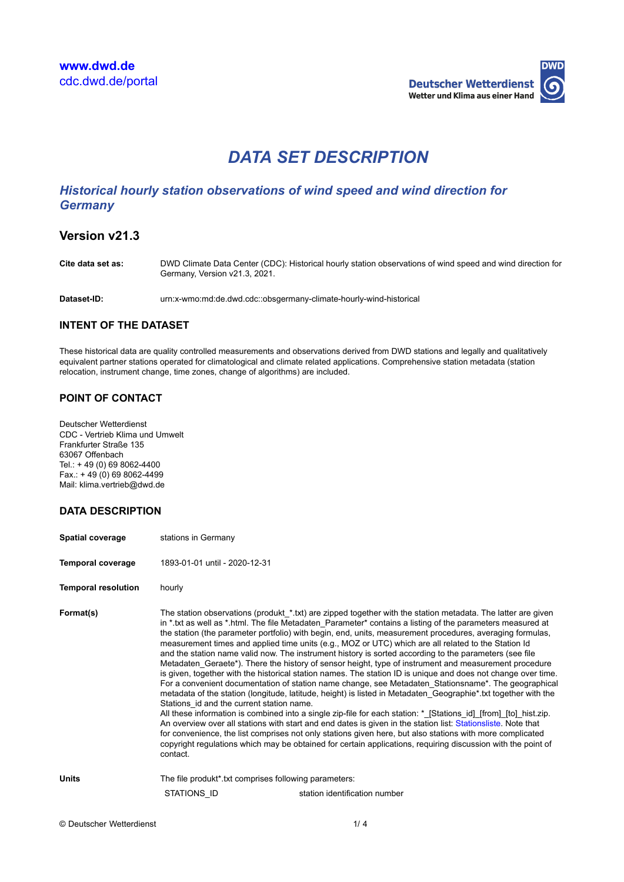www.dwd.de
cdc.dwd.de/portal

Deutscher Wetterdienst
Wetter und Klima aus einer Hand

# DATA SET DESCRIPTION

## Historical hourly station observations of wind speed and wind direction for Germany

### Version v21.3

**Cite data set as:** DWD Climate Data Center (CDC): Historical hourly station observations of wind speed and wind direction for Germany, Version v21.3, 2021.

**Dataset-ID:** urn:x-wmo:md:de.dwd.cdc::obsgermany-climate-hourly-wind-historical

### INTENT OF THE DATASET

These historical data are quality controlled measurements and observations derived from DWD stations and legally and qualitatively equivalent partner stations operated for climatological and climate related applications. Comprehensive station metadata (station relocation, instrument change, time zones, change of algorithms) are included.

### POINT OF CONTACT

Deutscher Wetterdienst
CDC - Vertrieb Klima und Umwelt
Frankfurter Straße 135
63067 Offenbach
Tel.: + 49 (0) 69 8062-4400
Fax.: + 49 (0) 69 8062-4499
Mail: klima.vertrieb@dwd.de

### DATA DESCRIPTION

**Spatial coverage** stations in Germany

**Temporal coverage** 1893-01-01 until - 2020-12-31

**Temporal resolution** hourly

**Format(s)** The station observations (produkt_*.txt) are zipped together with the station metadata. The latter are given in *.txt as well as *.html. The file Metadaten_Parameter* contains a listing of the parameters measured at the station (the parameter portfolio) with begin, end, units, measurement procedures, averaging formulas, measurement times and applied time units (e.g., MOZ or UTC) which are all related to the Station Id and the station name valid now. The instrument history is sorted according to the parameters (see file Metadaten_Geraete*). There the history of sensor height, type of instrument and measurement procedure is given, together with the historical station names. The station ID is unique and does not change over time. For a convenient documentation of station name change, see Metadaten_Stationsname*. The geographical metadata of the station (longitude, latitude, height) is listed in Metadaten_Geographie*.txt together with the Stations_id and the current station name.
All these information is combined into a single zip-file for each station: *_[Stations_id]_[from]_[to]_hist.zip. An overview over all stations with start and end dates is given in the station list: Stationsliste. Note that for convenience, the list comprises not only stations given here, but also stations with more complicated copyright regulations which may be obtained for certain applications, requiring discussion with the point of contact.

**Units** The file produkt*.txt comprises following parameters:

| | |
|---|---|
| STATIONS_ID | station identification number |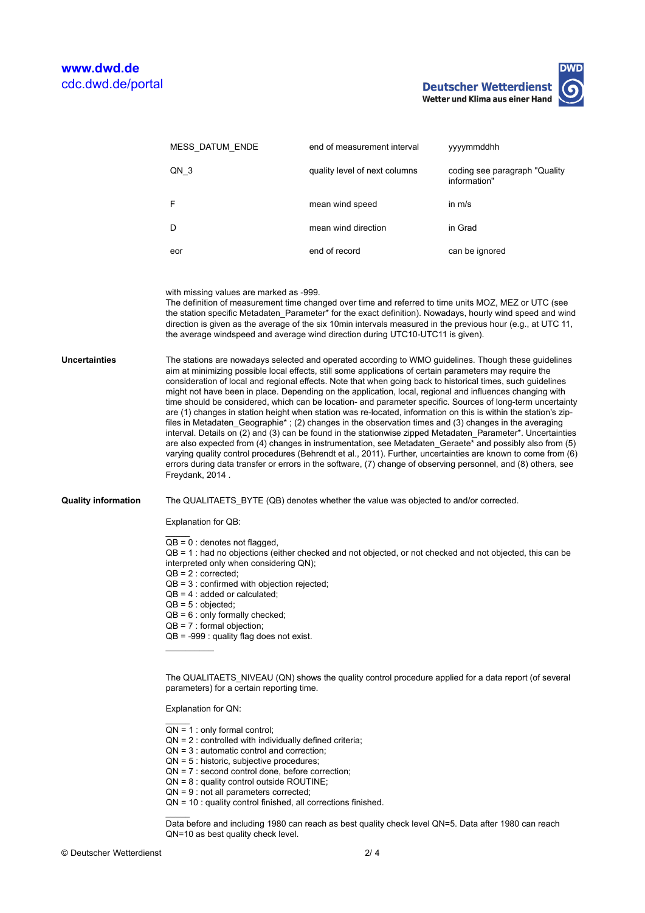| MESS_DATUM_ENDE | end of measurement interval | yyyymmddhh |
|---|---|---|
| QN_3 | quality level of next columns | coding see paragraph "Quality information" |
| F | mean wind speed | in m/s |
| D | mean wind direction | in Grad |
| eor | end of record | can be ignored |

with missing values are marked as -999.
The definition of measurement time changed over time and referred to time units MOZ, MEZ or UTC (see the station specific Metadaten_Parameter* for the exact definition). Note that when going back to historical times, such guidelines might not have been in place. Nowadays, hourly wind speed and wind direction is given as the average of the six 10min intervals measured in the previous hour (e.g., at UTC 11, the average windspeed and average wind direction during UTC10-UTC11 is given).

**Uncertainties**

The stations are nowadays selected and operated according to WMO guidelines. Though these guidelines aim at minimizing possible local effects, still some applications of certain parameters may require the consideration of local and regional effects. Note that when going back to historical times, such guidelines might not have been in place. Depending on the application, local, regional and influences changing with time should be considered, which can be location- and parameter specific. Sources of long-term uncertainty are (1) changes in station height when station was re-located, information on this is within the station's zip-files in Metadaten_Geographie* ; (2) changes in the observation times and (3) changes in the averaging interval. Details on (2) and (3) can be found in the stationwise zipped Metadaten_Parameter*. Uncertainties are also expected from (4) changes in instrumentation, see Metadaten_Geraete* and possibly also from (5) varying quality control procedures (Behrendt et al., 2011). Further, uncertainties are known to come from (6) errors during data transfer or errors in the software, (7) change of observing personnel, and (8) others, see Freydank, 2014 .

**Quality information**

The QUALITAETS_BYTE (QB) denotes whether the value was objected to and/or corrected.

Explanation for QB:

QB = 0 : denotes not flagged,
QB = 1 : had no objections (either checked and not objected, or not checked and not objected, this can be interpreted only when considering QN);
QB = 2 : corrected;
QB = 3 : confirmed with objection rejected;
QB = 4 : added or calculated;
QB = 5 : objected;
QB = 6 : only formally checked;
QB = 7 : formal objection;
QB = -999 : quality flag does not exist.

The QUALITAETS_NIVEAU (QN) shows the quality control procedure applied for a data report (of several parameters) for a certain reporting time.

Explanation for QN:

QN = 1 : only formal control;
QN = 2 : controlled with individually defined criteria;
QN = 3 : automatic control and correction;
QN = 5 : historic, subjective procedures;
QN = 7 : second control done, before correction;
QN = 8 : quality control outside ROUTINE;
QN = 9 : not all parameters corrected;
QN = 10 : quality control finished, all corrections finished.

Data before and including 1980 can reach as best quality check level QN=5. Data after 1980 can reach QN=10 as best quality check level.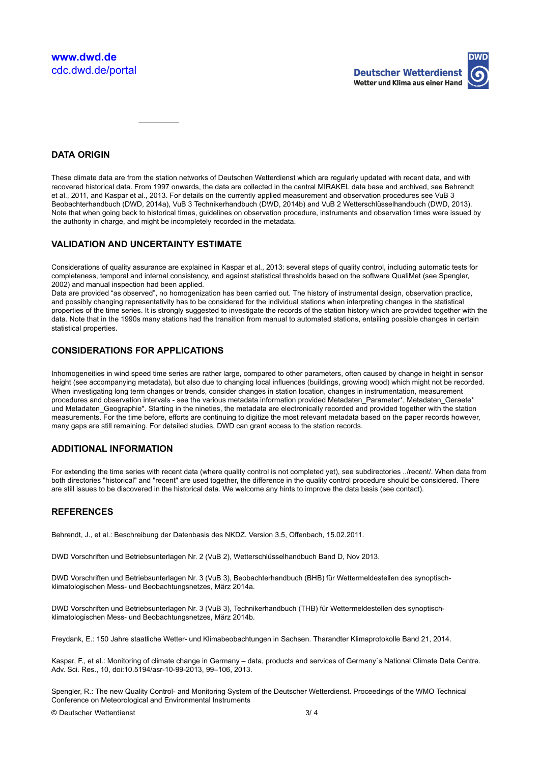## DATA ORIGIN

These climate data are from the station networks of Deutschen Wetterdienst which are regularly updated with recent data, and with recovered historical data. From 1997 onwards, the data are collected in the central MIRAKEL data base and archived, see Behrendt et al., 2011, and Kaspar et al., 2013. For details on the currently applied measurement and observation procedures see VuB 3 Beobachterhandbuch (DWD, 2014a), VuB 3 Technikerhandbuch (DWD, 2014b) and VuB 2 Wetterschlüsselhandbuch (DWD, 2013). Note that when going back to historical times, guidelines on observation procedure, instruments and observation times were issued by the authority in charge, and might be incompletely recorded in the metadata.

## VALIDATION AND UNCERTAINTY ESTIMATE

Considerations of quality assurance are explained in Kaspar et al., 2013: several steps of quality control, including automatic tests for completeness, temporal and internal consistency, and against statistical thresholds based on the software QualiMet (see Spengler, 2002) and manual inspection had been applied.
Data are provided "as observed", no homogenization has been carried out. The history of instrumental design, observation practice, and possibly changing representativity has to be considered for the individual stations when interpreting changes in the statistical properties of the time series. It is strongly suggested to investigate the records of the station history which are provided together with the data. Note that in the 1990s many stations had the transition from manual to automated stations, entailing possible changes in certain statistical properties.

## CONSIDERATIONS FOR APPLICATIONS

Inhomogeneities in wind speed time series are rather large, compared to other parameters, often caused by change in height in sensor height (see accompanying metadata), but also due to changing local influences (buildings, growing wood) which might not be recorded. When investigating long term changes or trends, consider changes in station location, changes in instrumentation, measurement procedures and observation intervals - see the various metadata information provided Metadaten_Parameter*, Metadaten_Geraete* und Metadaten_Geographie*. Starting in the nineties, the metadata are electronically recorded and provided together with the station measurements. For the time before, efforts are continuing to digitize the most relevant metadata based on the paper records however, many gaps are still remaining. For detailed studies, DWD can grant access to the station records.

## ADDITIONAL INFORMATION

For extending the time series with recent data (where quality control is not completed yet), see subdirectories ../recent/. When data from both directories "historical" and "recent" are used together, the difference in the quality control procedure should be considered. There are still issues to be discovered in the historical data. We welcome any hints to improve the data basis (see contact).

## REFERENCES

Behrendt, J., et al.: Beschreibung der Datenbasis des NKDZ. Version 3.5, Offenbach, 15.02.2011.

DWD Vorschriften und Betriebsunterlagen Nr. 2 (VuB 2), Wetterschlüsselhandbuch Band D, Nov 2013.

DWD Vorschriften und Betriebsunterlagen Nr. 3 (VuB 3), Beobachterhandbuch (BHB) für Wettermeldestellen des synoptisch-klimatologischen Mess- und Beobachtungsnetzes, März 2014a.

DWD Vorschriften und Betriebsunterlagen Nr. 3 (VuB 3), Technikerhandbuch (THB) für Wettermeldestellen des synoptisch-klimatologischen Mess- und Beobachtungsnetzes, März 2014b.

Freydank, E.: 150 Jahre staatliche Wetter- und Klimabeobachtungen in Sachsen. Tharandter Klimaprotokolle Band 21, 2014.

Kaspar, F., et al.: Monitoring of climate change in Germany – data, products and services of Germany`s National Climate Data Centre. Adv. Sci. Res., 10, doi:10.5194/asr-10-99-2013, 99–106, 2013.

Spengler, R.: The new Quality Control- and Monitoring System of the Deutscher Wetterdienst. Proceedings of the WMO Technical Conference on Meteorological and Environmental Instruments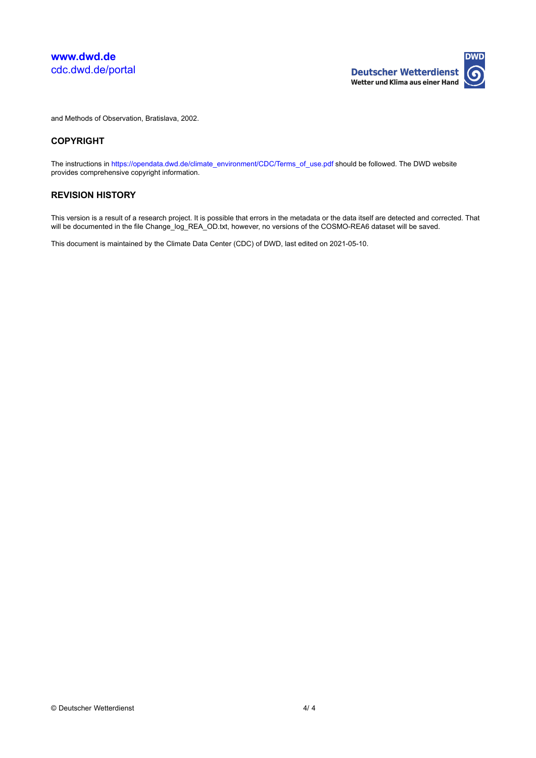and Methods of Observation, Bratislava, 2002.

## COPYRIGHT

The instructions in https://opendata.dwd.de/climate_environment/CDC/Terms_of_use.pdf should be followed. The DWD website provides comprehensive copyright information.

## REVISION HISTORY

This version is a result of a research project. It is possible that errors in the metadata or the data itself are detected and corrected. That will be documented in the file Change_log_REA_OD.txt, however, no versions of the COSMO-REA6 dataset will be saved.

This document is maintained by the Climate Data Center (CDC) of DWD, last edited on 2021-05-10.